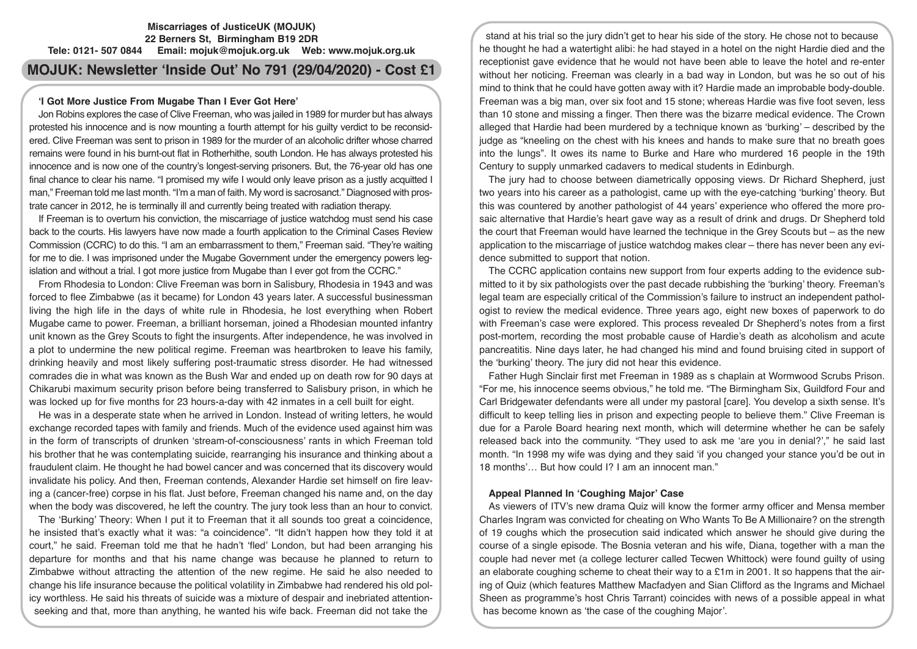**Miscarriages of JusticeUK (MOJUK)**
**22 Berners St, Birmingham B19 2DR**
**Tele: 0121- 507 0844 Email: mojuk@mojuk.org.uk Web: www.mojuk.org.uk**

# MOJUK: Newsletter 'Inside Out' No 791 (29/04/2020) - Cost £1

## 'I Got More Justice From Mugabe Than I Ever Got Here'

Jon Robins explores the case of Clive Freeman, who was jailed in 1989 for murder but has always protested his innocence and is now mounting a fourth attempt for his guilty verdict to be reconsidered. Clive Freeman was sent to prison in 1989 for the murder of an alcoholic drifter whose charred remains were found in his burnt-out flat in Rotherhithe, south London. He has always protested his innocence and is now one of the country's longest-serving prisoners. But, the 76-year old has one final chance to clear his name. "I promised my wife I would only leave prison as a justly acquitted I man," Freeman told me last month. "I'm a man of faith. My word is sacrosanct." Diagnosed with prostrate cancer in 2012, he is terminally ill and currently being treated with radiation therapy.

If Freeman is to overturn his conviction, the miscarriage of justice watchdog must send his case back to the courts. His lawyers have now made a fourth application to the Criminal Cases Review Commission (CCRC) to do this. "I am an embarrassment to them," Freeman said. "They're waiting for me to die. I was imprisoned under the Mugabe Government under the emergency powers legislation and without a trial. I got more justice from Mugabe than I ever got from the CCRC."

From Rhodesia to London: Clive Freeman was born in Salisbury, Rhodesia in 1943 and was forced to flee Zimbabwe (as it became) for London 43 years later. A successful businessman living the high life in the days of white rule in Rhodesia, he lost everything when Robert Mugabe came to power. Freeman, a brilliant horseman, joined a Rhodesian mounted infantry unit known as the Grey Scouts to fight the insurgents. After independence, he was involved in a plot to undermine the new political regime. Freeman was heartbroken to leave his family, drinking heavily and most likely suffering post-traumatic stress disorder. He had witnessed comrades die in what was known as the Bush War and ended up on death row for 90 days at Chikarubi maximum security prison before being transferred to Salisbury prison, in which he was locked up for five months for 23 hours-a-day with 42 inmates in a cell built for eight.

He was in a desperate state when he arrived in London. Instead of writing letters, he would exchange recorded tapes with family and friends. Much of the evidence used against him was in the form of transcripts of drunken 'stream-of-consciousness' rants in which Freeman told his brother that he was contemplating suicide, rearranging his insurance and thinking about a fraudulent claim. He thought he had bowel cancer and was concerned that its discovery would invalidate his policy. And then, Freeman contends, Alexander Hardie set himself on fire leaving a (cancer-free) corpse in his flat. Just before, Freeman changed his name and, on the day when the body was discovered, he left the country. The jury took less than an hour to convict.

The 'Burking' Theory: When I put it to Freeman that it all sounds too great a coincidence, he insisted that's exactly what it was: "a coincidence". "It didn't happen how they told it at court," he said. Freeman told me that he hadn't 'fled' London, but had been arranging his departure for months and that his name change was because he planned to return to Zimbabwe without attracting the attention of the new regime. He said he also needed to change his life insurance because the political volatility in Zimbabwe had rendered his old policy worthless. He said his threats of suicide was a mixture of despair and inebriated attention-seeking and that, more than anything, he wanted his wife back. Freeman did not take the stand at his trial so the jury didn't get to hear his side of the story. He chose not to because he thought he had a watertight alibi: he had stayed in a hotel on the night Hardie died and the receptionist gave evidence that he would not have been able to leave the hotel and re-enter without her noticing. Freeman was clearly in a bad way in London, but was he so out of his mind to think that he could have gotten away with it? Hardie made an improbable body-double. Freeman was a big man, over six foot and 15 stone; whereas Hardie was five foot seven, less than 10 stone and missing a finger. Then there was the bizarre medical evidence. The Crown alleged that Hardie had been murdered by a technique known as 'burking' – described by the judge as "kneeling on the chest with his knees and hands to make sure that no breath goes into the lungs". It owes its name to Burke and Hare who murdered 16 people in the 19th Century to supply unmarked cadavers to medical students in Edinburgh.

The jury had to choose between diametrically opposing views. Dr Richard Shepherd, just two years into his career as a pathologist, came up with the eye-catching 'burking' theory. But this was countered by another pathologist of 44 years' experience who offered the more prosaic alternative that Hardie's heart gave way as a result of drink and drugs. Dr Shepherd told the court that Freeman would have learned the technique in the Grey Scouts but – as the new application to the miscarriage of justice watchdog makes clear – there has never been any evidence submitted to support that notion.

The CCRC application contains new support from four experts adding to the evidence submitted to it by six pathologists over the past decade rubbishing the 'burking' theory. Freeman's legal team are especially critical of the Commission's failure to instruct an independent pathologist to review the medical evidence. Three years ago, eight new boxes of paperwork to do with Freeman's case were explored. This process revealed Dr Shepherd's notes from a first post-mortem, recording the most probable cause of Hardie's death as alcoholism and acute pancreatitis. Nine days later, he had changed his mind and found bruising cited in support of the 'burking' theory. The jury did not hear this evidence.

Father Hugh Sinclair first met Freeman in 1989 as s chaplain at Wormwood Scrubs Prison. "For me, his innocence seems obvious," he told me. "The Birmingham Six, Guildford Four and Carl Bridgewater defendants were all under my pastoral [care]. You develop a sixth sense. It's difficult to keep telling lies in prison and expecting people to believe them." Clive Freeman is due for a Parole Board hearing next month, which will determine whether he can be safely released back into the community. "They used to ask me 'are you in denial?'," he said last month. "In 1998 my wife was dying and they said 'if you changed your stance you'd be out in 18 months'… But how could I? I am an innocent man."

## Appeal Planned In 'Coughing Major' Case

As viewers of ITV's new drama Quiz will know the former army officer and Mensa member Charles Ingram was convicted for cheating on Who Wants To Be A Millionaire? on the strength of 19 coughs which the prosecution said indicated which answer he should give during the course of a single episode. The Bosnia veteran and his wife, Diana, together with a man the couple had never met (a college lecturer called Tecwen Whittock) were found guilty of using an elaborate coughing scheme to cheat their way to a £1m in 2001. It so happens that the airing of Quiz (which features Matthew Macfadyen and Sian Clifford as the Ingrams and Michael Sheen as programme's host Chris Tarrant) coincides with news of a possible appeal in what has become known as 'the case of the coughing Major'.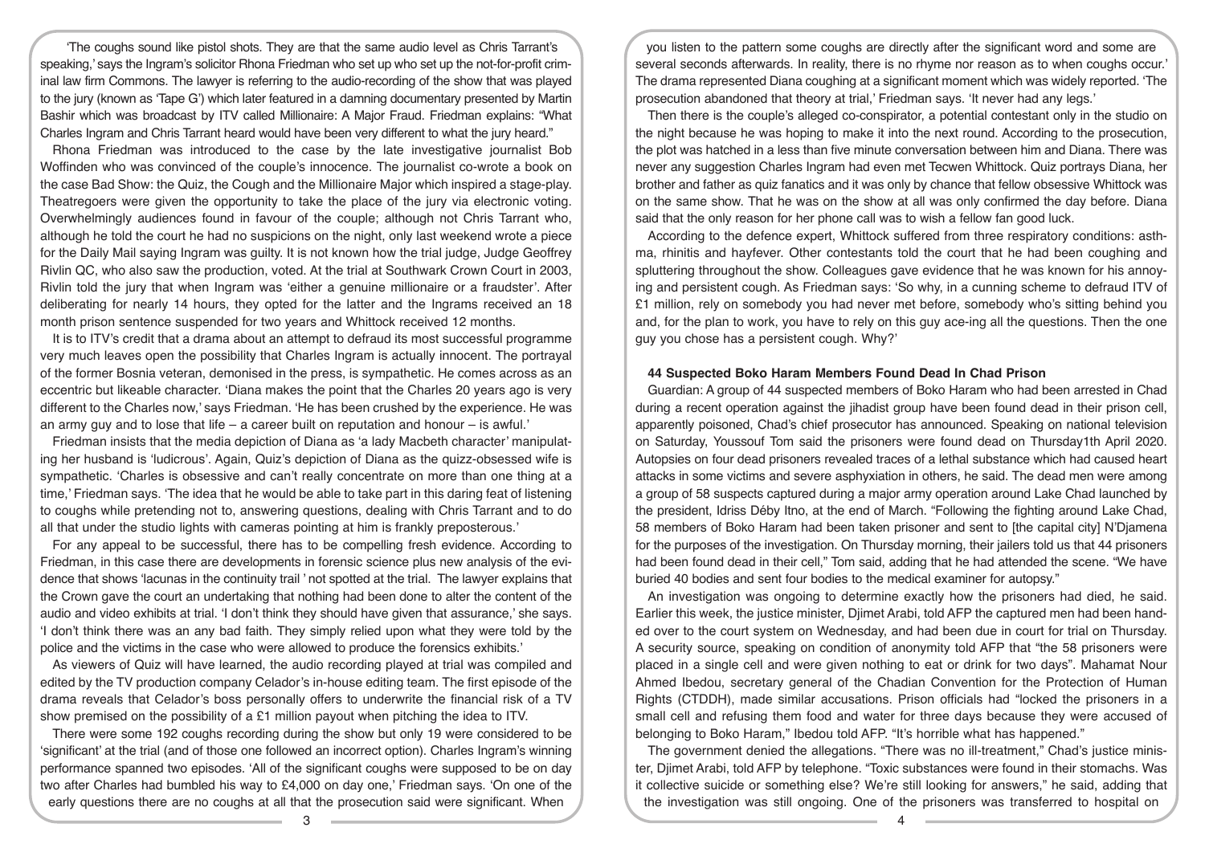'The coughs sound like pistol shots. They are that the same audio level as Chris Tarrant's speaking,' says the Ingram's solicitor Rhona Friedman who set up who set up the not-for-profit criminal law firm Commons. The lawyer is referring to the audio-recording of the show that was played to the jury (known as 'Tape G') which later featured in a damning documentary presented by Martin Bashir which was broadcast by ITV called Millionaire: A Major Fraud. Friedman explains: "What Charles Ingram and Chris Tarrant heard would have been very different to what the jury heard."

Rhona Friedman was introduced to the case by the late investigative journalist Bob Woffinden who was convinced of the couple's innocence. The journalist co-wrote a book on the case Bad Show: the Quiz, the Cough and the Millionaire Major which inspired a stage-play. Theatregoers were given the opportunity to take the place of the jury via electronic voting. Overwhelmingly audiences found in favour of the couple; although not Chris Tarrant who, although he told the court he had no suspicions on the night, only last weekend wrote a piece for the Daily Mail saying Ingram was guilty. It is not known how the trial judge, Judge Geoffrey Rivlin QC, who also saw the production, voted. At the trial at Southwark Crown Court in 2003, Rivlin told the jury that when Ingram was 'either a genuine millionaire or a fraudster'. After deliberating for nearly 14 hours, they opted for the latter and the Ingrams received an 18 month prison sentence suspended for two years and Whittock received 12 months.

It is to ITV's credit that a drama about an attempt to defraud its most successful programme very much leaves open the possibility that Charles Ingram is actually innocent. The portrayal of the former Bosnia veteran, demonised in the press, is sympathetic. He comes across as an eccentric but likeable character. 'Diana makes the point that the Charles 20 years ago is very different to the Charles now,' says Friedman. 'He has been crushed by the experience. He was an army guy and to lose that life – a career built on reputation and honour – is awful.'

Friedman insists that the media depiction of Diana as 'a lady Macbeth character' manipulating her husband is 'ludicrous'. Again, Quiz's depiction of Diana as the quizz-obsessed wife is sympathetic. 'Charles is obsessive and can't really concentrate on more than one thing at a time,' Friedman says. 'The idea that he would be able to take part in this daring feat of listening to coughs while pretending not to, answering questions, dealing with Chris Tarrant and to do all that under the studio lights with cameras pointing at him is frankly preposterous.'

For any appeal to be successful, there has to be compelling fresh evidence. According to Friedman, in this case there are developments in forensic science plus new analysis of the evidence that shows 'lacunas in the continuity trail ' not spotted at the trial. The lawyer explains that the Crown gave the court an undertaking that nothing had been done to alter the content of the audio and video exhibits at trial. 'I don't think they should have given that assurance,' she says. 'I don't think there was an any bad faith. They simply relied upon what they were told by the police and the victims in the case who were allowed to produce the forensics exhibits.'

As viewers of Quiz will have learned, the audio recording played at trial was compiled and edited by the TV production company Celador's in-house editing team. The first episode of the drama reveals that Celador's boss personally offers to underwrite the financial risk of a TV show premised on the possibility of a £1 million payout when pitching the idea to ITV.

There were some 192 coughs recording during the show but only 19 were considered to be 'significant' at the trial (and of those one followed an incorrect option). Charles Ingram's winning performance spanned two episodes. 'All of the significant coughs were supposed to be on day two after Charles had bumbled his way to £4,000 on day one,' Friedman says. 'On one of the early questions there are no coughs at all that the prosecution said were significant. When you listen to the pattern some coughs are directly after the significant word and some are several seconds afterwards. In reality, there is no rhyme nor reason as to when coughs occur.' The drama represented Diana coughing at a significant moment which was widely reported. 'The prosecution abandoned that theory at trial,' Friedman says. 'It never had any legs.'

Then there is the couple's alleged co-conspirator, a potential contestant only in the studio on the night because he was hoping to make it into the next round. According to the prosecution, the plot was hatched in a less than five minute conversation between him and Diana. There was never any suggestion Charles Ingram had even met Tecwen Whittock. Quiz portrays Diana, her brother and father as quiz fanatics and it was only by chance that fellow obsessive Whittock was on the same show. That he was on the show at all was only confirmed the day before. Diana said that the only reason for her phone call was to wish a fellow fan good luck.

According to the defence expert, Whittock suffered from three respiratory conditions: asthma, rhinitis and hayfever. Other contestants told the court that he had been coughing and spluttering throughout the show. Colleagues gave evidence that he was known for his annoying and persistent cough. As Friedman says: 'So why, in a cunning scheme to defraud ITV of £1 million, rely on somebody you had never met before, somebody who's sitting behind you and, for the plan to work, you have to rely on this guy ace-ing all the questions. Then the one guy you chose has a persistent cough. Why?'

### 44 Suspected Boko Haram Members Found Dead In Chad Prison

Guardian: A group of 44 suspected members of Boko Haram who had been arrested in Chad during a recent operation against the jihadist group have been found dead in their prison cell, apparently poisoned, Chad's chief prosecutor has announced. Speaking on national television on Saturday, Youssouf Tom said the prisoners were found dead on Thursday1th April 2020. Autopsies on four dead prisoners revealed traces of a lethal substance which had caused heart attacks in some victims and severe asphyxiation in others, he said. The dead men were among a group of 58 suspects captured during a major army operation around Lake Chad launched by the president, Idriss Déby Itno, at the end of March. "Following the fighting around Lake Chad, 58 members of Boko Haram had been taken prisoner and sent to [the capital city] N'Djamena for the purposes of the investigation. On Thursday morning, their jailers told us that 44 prisoners had been found dead in their cell," Tom said, adding that he had attended the scene. "We have buried 40 bodies and sent four bodies to the medical examiner for autopsy."

An investigation was ongoing to determine exactly how the prisoners had died, he said. Earlier this week, the justice minister, Djimet Arabi, told AFP the captured men had been handed over to the court system on Wednesday, and had been due in court for trial on Thursday. A security source, speaking on condition of anonymity told AFP that "the 58 prisoners were placed in a single cell and were given nothing to eat or drink for two days". Mahamat Nour Ahmed Ibedou, secretary general of the Chadian Convention for the Protection of Human Rights (CTDDH), made similar accusations. Prison officials had "locked the prisoners in a small cell and refusing them food and water for three days because they were accused of belonging to Boko Haram," Ibedou told AFP. "It's horrible what has happened."

The government denied the allegations. "There was no ill-treatment," Chad's justice minister, Djimet Arabi, told AFP by telephone. "Toxic substances were found in their stomachs. Was it collective suicide or something else? We're still looking for answers," he said, adding that the investigation was still ongoing. One of the prisoners was transferred to hospital on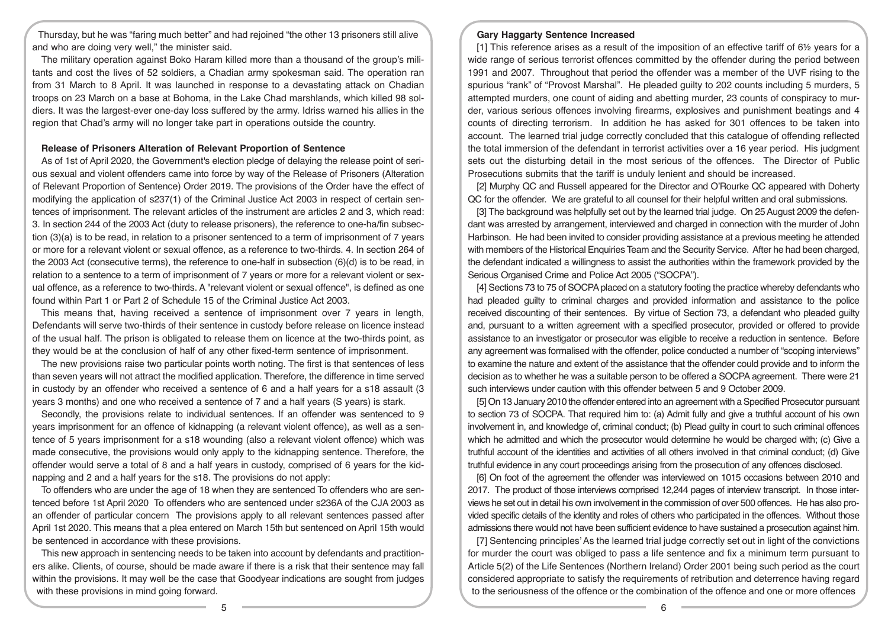Thursday, but he was "faring much better" and had rejoined "the other 13 prisoners still alive and who are doing very well," the minister said.

The military operation against Boko Haram killed more than a thousand of the group's militants and cost the lives of 52 soldiers, a Chadian army spokesman said. The operation ran from 31 March to 8 April. It was launched in response to a devastating attack on Chadian troops on 23 March on a base at Bohoma, in the Lake Chad marshlands, which killed 98 soldiers. It was the largest-ever one-day loss suffered by the army. Idriss warned his allies in the region that Chad's army will no longer take part in operations outside the country.

**Release of Prisoners Alteration of Relevant Proportion of Sentence**

As of 1st of April 2020, the Government's election pledge of delaying the release point of serious sexual and violent offenders came into force by way of the Release of Prisoners (Alteration of Relevant Proportion of Sentence) Order 2019. The provisions of the Order have the effect of modifying the application of s237(1) of the Criminal Justice Act 2003 in respect of certain sentences of imprisonment. The relevant articles of the instrument are articles 2 and 3, which read: 3. In section 244 of the 2003 Act (duty to release prisoners), the reference to one-ha/fin subsection (3)(a) is to be read, in relation to a prisoner sentenced to a term of imprisonment of 7 years or more for a relevant violent or sexual offence, as a reference to two-thirds. 4. In section 264 of the 2003 Act (consecutive terms), the reference to one-half in subsection (6)(d) is to be read, in relation to a sentence to a term of imprisonment of 7 years or more for a relevant violent or sexual offence, as a reference to two-thirds. A "relevant violent or sexual offence", is defined as one found within Part 1 or Part 2 of Schedule 15 of the Criminal Justice Act 2003.

This means that, having received a sentence of imprisonment over 7 years in length, Defendants will serve two-thirds of their sentence in custody before release on licence instead of the usual half. The prison is obligated to release them on licence at the two-thirds point, as they would be at the conclusion of half of any other fixed-term sentence of imprisonment.

The new provisions raise two particular points worth noting. The first is that sentences of less than seven years will not attract the modified application. Therefore, the difference in time served in custody by an offender who received a sentence of 6 and a half years for a s18 assault (3 years 3 months) and one who received a sentence of 7 and a half years (S years) is stark.

Secondly, the provisions relate to individual sentences. If an offender was sentenced to 9 years imprisonment for an offence of kidnapping (a relevant violent offence), as well as a sentence of 5 years imprisonment for a s18 wounding (also a relevant violent offence) which was made consecutive, the provisions would only apply to the kidnapping sentence. Therefore, the offender would serve a total of 8 and a half years in custody, comprised of 6 years for the kidnapping and 2 and a half years for the s18. The provisions do not apply:

To offenders who are under the age of 18 when they are sentenced To offenders who are sentenced before 1st April 2020 To offenders who are sentenced under s236A of the CJA 2003 as an offender of particular concern The provisions apply to all relevant sentences passed after April 1st 2020. This means that a plea entered on March 15th but sentenced on April 15th would be sentenced in accordance with these provisions.

This new approach in sentencing needs to be taken into account by defendants and practitioners alike. Clients, of course, should be made aware if there is a risk that their sentence may fall within the provisions. It may well be the case that Goodyear indications are sought from judges with these provisions in mind going forward.

**Gary Haggarty Sentence Increased**

[1] This reference arises as a result of the imposition of an effective tariff of 6½ years for a wide range of serious terrorist offences committed by the offender during the period between 1991 and 2007. Throughout that period the offender was a member of the UVF rising to the spurious "rank" of "Provost Marshal". He pleaded guilty to 202 counts including 5 murders, 5 attempted murders, one count of aiding and abetting murder, 23 counts of conspiracy to murder, various serious offences involving firearms, explosives and punishment beatings and 4 counts of directing terrorism. In addition he has asked for 301 offences to be taken into account. The learned trial judge correctly concluded that this catalogue of offending reflected the total immersion of the defendant in terrorist activities over a 16 year period. His judgment sets out the disturbing detail in the most serious of the offences. The Director of Public Prosecutions submits that the tariff is unduly lenient and should be increased.

[2] Murphy QC and Russell appeared for the Director and O'Rourke QC appeared with Doherty QC for the offender. We are grateful to all counsel for their helpful written and oral submissions.

[3] The background was helpfully set out by the learned trial judge. On 25 August 2009 the defendant was arrested by arrangement, interviewed and charged in connection with the murder of John Harbinson. He had been invited to consider providing assistance at a previous meeting he attended with members of the Historical Enquiries Team and the Security Service. After he had been charged, the defendant indicated a willingness to assist the authorities within the framework provided by the Serious Organised Crime and Police Act 2005 ("SOCPA").

[4] Sections 73 to 75 of SOCPA placed on a statutory footing the practice whereby defendants who had pleaded guilty to criminal charges and provided information and assistance to the police received discounting of their sentences. By virtue of Section 73, a defendant who pleaded guilty and, pursuant to a written agreement with a specified prosecutor, provided or offered to provide assistance to an investigator or prosecutor was eligible to receive a reduction in sentence. Before any agreement was formalised with the offender, police conducted a number of "scoping interviews" to examine the nature and extent of the assistance that the offender could provide and to inform the decision as to whether he was a suitable person to be offered a SOCPA agreement. There were 21 such interviews under caution with this offender between 5 and 9 October 2009.

[5] On 13 January 2010 the offender entered into an agreement with a Specified Prosecutor pursuant to section 73 of SOCPA. That required him to: (a) Admit fully and give a truthful account of his own involvement in, and knowledge of, criminal conduct; (b) Plead guilty in court to such criminal offences which he admitted and which the prosecutor would determine he would be charged with; (c) Give a truthful account of the identities and activities of all others involved in that criminal conduct; (d) Give truthful evidence in any court proceedings arising from the prosecution of any offences disclosed.

[6] On foot of the agreement the offender was interviewed on 1015 occasions between 2010 and 2017. The product of those interviews comprised 12,244 pages of interview transcript. In those interviews he set out in detail his own involvement in the commission of over 500 offences. He has also provided specific details of the identity and roles of others who participated in the offences. Without those admissions there would not have been sufficient evidence to have sustained a prosecution against him.

[7] Sentencing principles' As the learned trial judge correctly set out in light of the convictions for murder the court was obliged to pass a life sentence and fix a minimum term pursuant to Article 5(2) of the Life Sentences (Northern Ireland) Order 2001 being such period as the court considered appropriate to satisfy the requirements of retribution and deterrence having regard to the seriousness of the offence or the combination of the offence and one or more offences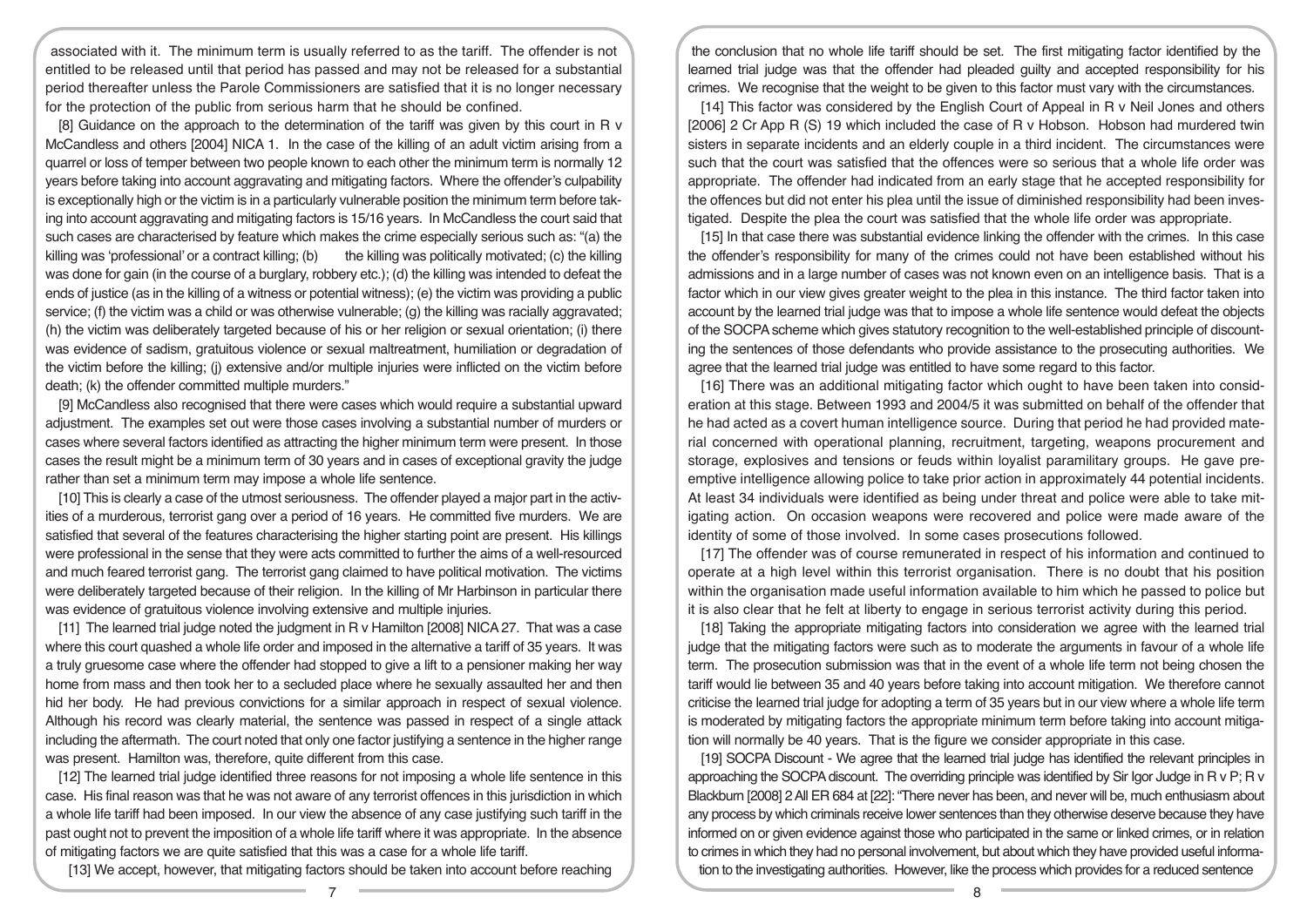associated with it. The minimum term is usually referred to as the tariff. The offender is not entitled to be released until that period has passed and may not be released for a substantial period thereafter unless the Parole Commissioners are satisfied that it is no longer necessary for the protection of the public from serious harm that he should be confined.

[8] Guidance on the approach to the determination of the tariff was given by this court in R v McCandless and others [2004] NICA 1. In the case of the killing of an adult victim arising from a quarrel or loss of temper between two people known to each other the minimum term is normally 12 years before taking into account aggravating and mitigating factors. Where the offender's culpability is exceptionally high or the victim is in a particularly vulnerable position the minimum term before taking into account aggravating and mitigating factors is 15/16 years. In McCandless the court said that such cases are characterised by feature which makes the crime especially serious such as: "(a) the killing was 'professional' or a contract killing; (b) the killing was politically motivated; (c) the killing was done for gain (in the course of a burglary, robbery etc.); (d) the killing was intended to defeat the ends of justice (as in the killing of a witness or potential witness); (e) the victim was providing a public service; (f) the victim was a child or was otherwise vulnerable; (g) the killing was racially aggravated; (h) the victim was deliberately targeted because of his or her religion or sexual orientation; (i) there was evidence of sadism, gratuitous violence or sexual maltreatment, humiliation or degradation of the victim before the killing; (j) extensive and/or multiple injuries were inflicted on the victim before death; (k) the offender committed multiple murders."

[9] McCandless also recognised that there were cases which would require a substantial upward adjustment. The examples set out were those cases involving a substantial number of murders or cases where several factors identified as attracting the higher minimum term were present. In those cases the result might be a minimum term of 30 years and in cases of exceptional gravity the judge rather than set a minimum term may impose a whole life sentence.

[10] This is clearly a case of the utmost seriousness. The offender played a major part in the activities of a murderous, terrorist gang over a period of 16 years. He committed five murders. We are satisfied that several of the features characterising the higher starting point are present. His killings were professional in the sense that they were acts committed to further the aims of a well-resourced and much feared terrorist gang. The terrorist gang claimed to have political motivation. The victims were deliberately targeted because of their religion. In the killing of Mr Harbinson in particular there was evidence of gratuitous violence involving extensive and multiple injuries.

[11] The learned trial judge noted the judgment in R v Hamilton [2008] NICA 27. That was a case where this court quashed a whole life order and imposed in the alternative a tariff of 35 years. It was a truly gruesome case where the offender had stopped to give a lift to a pensioner making her way home from mass and then took her to a secluded place where he sexually assaulted her and then hid her body. He had previous convictions for a similar approach in respect of sexual violence. Although his record was clearly material, the sentence was passed in respect of a single attack including the aftermath. The court noted that only one factor justifying a sentence in the higher range was present. Hamilton was, therefore, quite different from this case.

[12] The learned trial judge identified three reasons for not imposing a whole life sentence in this case. His final reason was that he was not aware of any terrorist offences in this jurisdiction in which a whole life tariff had been imposed. In our view the absence of any case justifying such tariff in the past ought not to prevent the imposition of a whole life tariff where it was appropriate. In the absence of mitigating factors we are quite satisfied that this was a case for a whole life tariff.

[13] We accept, however, that mitigating factors should be taken into account before reaching the conclusion that no whole life tariff should be set. The first mitigating factor identified by the learned trial judge was that the offender had pleaded guilty and accepted responsibility for his crimes. We recognise that the weight to be given to this factor must vary with the circumstances.

[14] This factor was considered by the English Court of Appeal in R v Neil Jones and others [2006] 2 Cr App R (S) 19 which included the case of R v Hobson. Hobson had murdered twin sisters in separate incidents and an elderly couple in a third incident. The circumstances were such that the court was satisfied that the offences were so serious that a whole life order was appropriate. The offender had indicated from an early stage that he accepted responsibility for the offences but did not enter his plea until the issue of diminished responsibility had been investigated. Despite the plea the court was satisfied that the whole life order was appropriate.

[15] In that case there was substantial evidence linking the offender with the crimes. In this case the offender's responsibility for many of the crimes could not have been established without his admissions and in a large number of cases was not known even on an intelligence basis. That is a factor which in our view gives greater weight to the plea in this instance. The third factor taken into account by the learned trial judge was that to impose a whole life sentence would defeat the objects of the SOCPA scheme which gives statutory recognition to the well-established principle of discounting the sentences of those defendants who provide assistance to the prosecuting authorities. We agree that the learned trial judge was entitled to have some regard to this factor.

[16] There was an additional mitigating factor which ought to have been taken into consideration at this stage. Between 1993 and 2004/5 it was submitted on behalf of the offender that he had acted as a covert human intelligence source. During that period he had provided material concerned with operational planning, recruitment, targeting, weapons procurement and storage, explosives and tensions or feuds within loyalist paramilitary groups. He gave pre-emptive intelligence allowing police to take prior action in approximately 44 potential incidents. At least 34 individuals were identified as being under threat and police were able to take mitigating action. On occasion weapons were recovered and police were made aware of the identity of some of those involved. In some cases prosecutions followed.

[17] The offender was of course remunerated in respect of his information and continued to operate at a high level within this terrorist organisation. There is no doubt that his position within the organisation made useful information available to him which he passed to police but it is also clear that he felt at liberty to engage in serious terrorist activity during this period.

[18] Taking the appropriate mitigating factors into consideration we agree with the learned trial judge that the mitigating factors were such as to moderate the arguments in favour of a whole life term. The prosecution submission was that in the event of a whole life term not being chosen the tariff would lie between 35 and 40 years before taking into account mitigation. We therefore cannot criticise the learned trial judge for adopting a term of 35 years but in our view where a whole life term is moderated by mitigating factors the appropriate minimum term before taking into account mitigation will normally be 40 years. That is the figure we consider appropriate in this case.

[19] SOCPA Discount - We agree that the learned trial judge has identified the relevant principles in approaching the SOCPA discount. The overriding principle was identified by Sir Igor Judge in R v P; R v Blackburn [2008] 2 All ER 684 at [22]: "There never has been, and never will be, much enthusiasm about any process by which criminals receive lower sentences than they otherwise deserve because they have informed on or given evidence against those who participated in the same or linked crimes, or in relation to crimes in which they had no personal involvement, but about which they have provided useful information to the investigating authorities. However, like the process which provides for a reduced sentence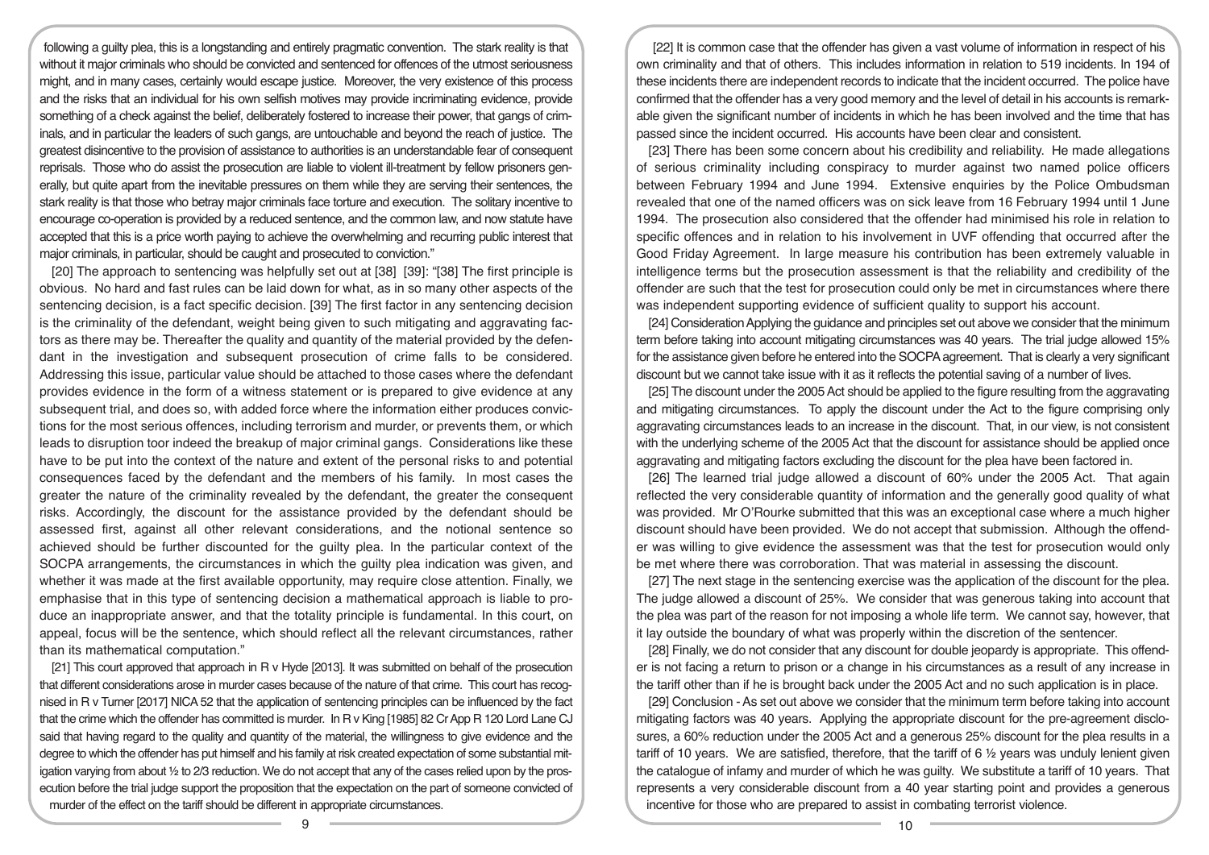following a guilty plea, this is a longstanding and entirely pragmatic convention. The stark reality is that without it major criminals who should be convicted and sentenced for offences of the utmost seriousness might, and in many cases, certainly would escape justice. Moreover, the very existence of this process and the risks that an individual for his own selfish motives may provide incriminating evidence, provide something of a check against the belief, deliberately fostered to increase their power, that gangs of criminals, and in particular the leaders of such gangs, are untouchable and beyond the reach of justice. The greatest disincentive to the provision of assistance to authorities is an understandable fear of consequent reprisals. Those who do assist the prosecution are liable to violent ill-treatment by fellow prisoners generally, but quite apart from the inevitable pressures on them while they are serving their sentences, the stark reality is that those who betray major criminals face torture and execution. The solitary incentive to encourage co-operation is provided by a reduced sentence, and the common law, and now statute have accepted that this is a price worth paying to achieve the overwhelming and recurring public interest that major criminals, in particular, should be caught and prosecuted to conviction."

[20] The approach to sentencing was helpfully set out at [38] [39]: "[38] The first principle is obvious. No hard and fast rules can be laid down for what, as in so many other aspects of the sentencing decision, is a fact specific decision. [39] The first factor in any sentencing decision is the criminality of the defendant, weight being given to such mitigating and aggravating factors as there may be. Thereafter the quality and quantity of the material provided by the defendant in the investigation and subsequent prosecution of crime falls to be considered. Addressing this issue, particular value should be attached to those cases where the defendant provides evidence in the form of a witness statement or is prepared to give evidence at any subsequent trial, and does so, with added force where the information either produces convictions for the most serious offences, including terrorism and murder, or prevents them, or which leads to disruption toor indeed the breakup of major criminal gangs. Considerations like these have to be put into the context of the nature and extent of the personal risks to and potential consequences faced by the defendant and the members of his family. In most cases the greater the nature of the criminality revealed by the defendant, the greater the consequent risks. Accordingly, the discount for the assistance provided by the defendant should be assessed first, against all other relevant considerations, and the notional sentence so achieved should be further discounted for the guilty plea. In the particular context of the SOCPA arrangements, the circumstances in which the guilty plea indication was given, and whether it was made at the first available opportunity, may require close attention. Finally, we emphasise that in this type of sentencing decision a mathematical approach is liable to produce an inappropriate answer, and that the totality principle is fundamental. In this court, on appeal, focus will be the sentence, which should reflect all the relevant circumstances, rather than its mathematical computation."

[21] This court approved that approach in R v Hyde [2013]. It was submitted on behalf of the prosecution that different considerations arose in murder cases because of the nature of that crime. This court has recognised in R v Turner [2017] NICA 52 that the application of sentencing principles can be influenced by the fact that the crime which the offender has committed is murder. In R v King [1985] 82 Cr App R 120 Lord Lane CJ said that having regard to the quality and quantity of the material, the willingness to give evidence and the degree to which the offender has put himself and his family at risk created expectation of some substantial mitigation varying from about ½ to 2/3 reduction. We do not accept that any of the cases relied upon by the prosecution before the trial judge support the proposition that the expectation on the part of someone convicted of murder of the effect on the tariff should be different in appropriate circumstances.

[22] It is common case that the offender has given a vast volume of information in respect of his own criminality and that of others. This includes information in relation to 519 incidents. In 194 of these incidents there are independent records to indicate that the incident occurred. The police have confirmed that the offender has a very good memory and the level of detail in his accounts is remarkable given the significant number of incidents in which he has been involved and the time that has passed since the incident occurred. His accounts have been clear and consistent.

[23] There has been some concern about his credibility and reliability. He made allegations of serious criminality including conspiracy to murder against two named police officers between February 1994 and June 1994. Extensive enquiries by the Police Ombudsman revealed that one of the named officers was on sick leave from 16 February 1994 until 1 June 1994. The prosecution also considered that the offender had minimised his role in relation to specific offences and in relation to his involvement in UVF offending that occurred after the Good Friday Agreement. In large measure his contribution has been extremely valuable in intelligence terms but the prosecution assessment is that the reliability and credibility of the offender are such that the test for prosecution could only be met in circumstances where there was independent supporting evidence of sufficient quality to support his account.

[24] Consideration Applying the guidance and principles set out above we consider that the minimum term before taking into account mitigating circumstances was 40 years. The trial judge allowed 15% for the assistance given before he entered into the SOCPA agreement. That is clearly a very significant discount but we cannot take issue with it as it reflects the potential saving of a number of lives.

[25] The discount under the 2005 Act should be applied to the figure resulting from the aggravating and mitigating circumstances. To apply the discount under the Act to the figure comprising only aggravating circumstances leads to an increase in the discount. That, in our view, is not consistent with the underlying scheme of the 2005 Act that the discount for assistance should be applied once aggravating and mitigating factors excluding the discount for the plea have been factored in.

[26] The learned trial judge allowed a discount of 60% under the 2005 Act. That again reflected the very considerable quantity of information and the generally good quality of what was provided. Mr O'Rourke submitted that this was an exceptional case where a much higher discount should have been provided. We do not accept that submission. Although the offender was willing to give evidence the assessment was that the test for prosecution would only be met where there was corroboration. That was material in assessing the discount.

[27] The next stage in the sentencing exercise was the application of the discount for the plea. The judge allowed a discount of 25%. We consider that was generous taking into account that the plea was part of the reason for not imposing a whole life term. We cannot say, however, that it lay outside the boundary of what was properly within the discretion of the sentencer.

[28] Finally, we do not consider that any discount for double jeopardy is appropriate. This offender is not facing a return to prison or a change in his circumstances as a result of any increase in the tariff other than if he is brought back under the 2005 Act and no such application is in place.

[29] Conclusion - As set out above we consider that the minimum term before taking into account mitigating factors was 40 years. Applying the appropriate discount for the pre-agreement disclosures, a 60% reduction under the 2005 Act and a generous 25% discount for the plea results in a tariff of 10 years. We are satisfied, therefore, that the tariff of 6 ½ years was unduly lenient given the catalogue of infamy and murder of which he was guilty. We substitute a tariff of 10 years. That represents a very considerable discount from a 40 year starting point and provides a generous incentive for those who are prepared to assist in combating terrorist violence.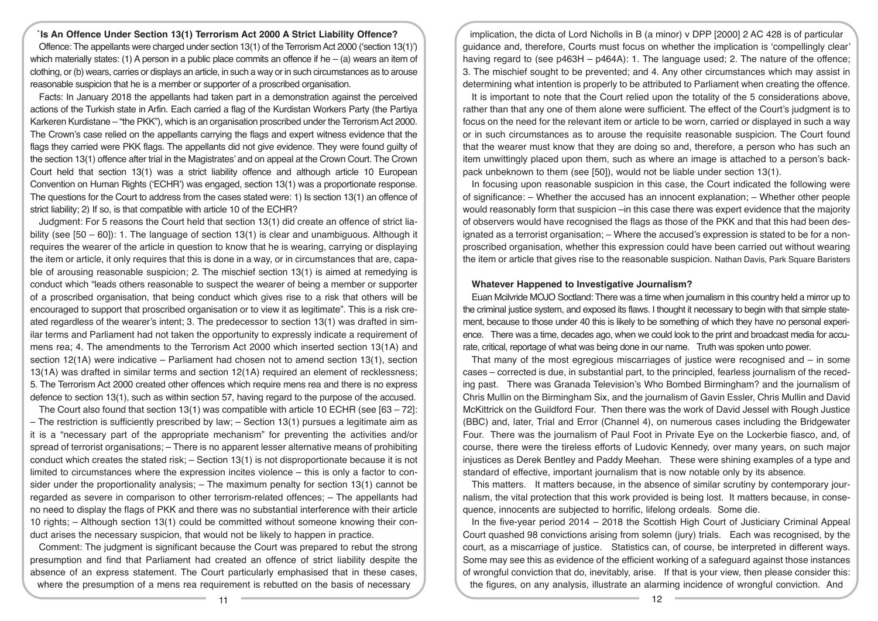## `Is An Offence Under Section 13(1) Terrorism Act 2000 A Strict Liability Offence?

Offence: The appellants were charged under section 13(1) of the Terrorism Act 2000 ('section 13(1)') which materially states: (1) A person in a public place commits an offence if he – (a) wears an item of clothing, or (b) wears, carries or displays an article, in such a way or in such circumstances as to arouse reasonable suspicion that he is a member or supporter of a proscribed organisation.

Facts: In January 2018 the appellants had taken part in a demonstration against the perceived actions of the Turkish state in Arfin. Each carried a flag of the Kurdistan Workers Party (the Partiya Karkeren Kurdistane – "the PKK"), which is an organisation proscribed under the Terrorism Act 2000. The Crown's case relied on the appellants carrying the flags and expert witness evidence that the flags they carried were PKK flags. The appellants did not give evidence. They were found guilty of the section 13(1) offence after trial in the Magistrates' and on appeal at the Crown Court. The Crown Court held that section 13(1) was a strict liability offence and although article 10 European Convention on Human Rights ('ECHR') was engaged, section 13(1) was a proportionate response. The questions for the Court to address from the cases stated were: 1) Is section 13(1) an offence of strict liability; 2) If so, is that compatible with article 10 of the ECHR?

Judgment: For 5 reasons the Court held that section 13(1) did create an offence of strict liability (see [50 – 60]): 1. The language of section 13(1) is clear and unambiguous. Although it requires the wearer of the article in question to know that he is wearing, carrying or displaying the item or article, it only requires that this is done in a way, or in circumstances that are, capable of arousing reasonable suspicion; 2. The mischief section 13(1) is aimed at remedying is conduct which "leads others reasonable to suspect the wearer of being a member or supporter of a proscribed organisation, that being conduct which gives rise to a risk that others will be encouraged to support that proscribed organisation or to view it as legitimate". This is a risk created regardless of the wearer's intent; 3. The predecessor to section 13(1) was drafted in similar terms and Parliament had not taken the opportunity to expressly indicate a requirement of mens rea; 4. The amendments to the Terrorism Act 2000 which inserted section 13(1A) and section 12(1A) were indicative – Parliament had chosen not to amend section 13(1), section 13(1A) was drafted in similar terms and section 12(1A) required an element of recklessness; 5. The Terrorism Act 2000 created other offences which require mens rea and there is no express defence to section 13(1), such as within section 57, having regard to the purpose of the accused.

The Court also found that section 13(1) was compatible with article 10 ECHR (see [63 – 72]: – The restriction is sufficiently prescribed by law; – Section 13(1) pursues a legitimate aim as it is a "necessary part of the appropriate mechanism" for preventing the activities and/or spread of terrorist organisations; – There is no apparent lesser alternative means of prohibiting conduct which creates the stated risk; – Section 13(1) is not disproportionate because it is not limited to circumstances where the expression incites violence – this is only a factor to consider under the proportionality analysis; – The maximum penalty for section 13(1) cannot be regarded as severe in comparison to other terrorism-related offences; – The appellants had no need to display the flags of PKK and there was no substantial interference with their article 10 rights; – Although section 13(1) could be committed without someone knowing their conduct arises the necessary suspicion, that would not be likely to happen in practice.

Comment: The judgment is significant because the Court was prepared to rebut the strong presumption and find that Parliament had created an offence of strict liability despite the absence of an express statement. The Court particularly emphasised that in these cases, where the presumption of a mens rea requirement is rebutted on the basis of necessary implication, the dicta of Lord Nicholls in B (a minor) v DPP [2000] 2 AC 428 is of particular guidance and, therefore, Courts must focus on whether the implication is 'compellingly clear' having regard to (see p463H – p464A): 1. The language used; 2. The nature of the offence; 3. The mischief sought to be prevented; and 4. Any other circumstances which may assist in determining what intention is properly to be attributed to Parliament when creating the offence.

It is important to note that the Court relied upon the totality of the 5 considerations above, rather than that any one of them alone were sufficient. The effect of the Court's judgment is to focus on the need for the relevant item or article to be worn, carried or displayed in such a way or in such circumstances as to arouse the requisite reasonable suspicion. The Court found that the wearer must know that they are doing so and, therefore, a person who has such an item unwittingly placed upon them, such as where an image is attached to a person's backpack unbeknown to them (see [50]), would not be liable under section 13(1).

In focusing upon reasonable suspicion in this case, the Court indicated the following were of significance: – Whether the accused has an innocent explanation; – Whether other people would reasonably form that suspicion –in this case there was expert evidence that the majority of observers would have recognised the flags as those of the PKK and that this had been designated as a terrorist organisation; – Where the accused's expression is stated to be for a non-proscribed organisation, whether this expression could have been carried out without wearing the item or article that gives rise to the reasonable suspicion. Nathan Davis, Park Square Baristers

## Whatever Happened to Investigative Journalism?

Euan Mcilvride MOJO Scotland: There was a time when journalism in this country held a mirror up to the criminal justice system, and exposed its flaws. I thought it necessary to begin with that simple statement, because to those under 40 this is likely to be something of which they have no personal experience. There was a time, decades ago, when we could look to the print and broadcast media for accurate, critical, reportage of what was being done in our name. Truth was spoken unto power.

That many of the most egregious miscarriages of justice were recognised and – in some cases – corrected is due, in substantial part, to the principled, fearless journalism of the receding past. There was Granada Television's Who Bombed Birmingham? and the journalism of Chris Mullin on the Birmingham Six, and the journalism of Gavin Essler, Chris Mullin and David McKittrick on the Guildford Four. Then there was the work of David Jessel with Rough Justice (BBC) and, later, Trial and Error (Channel 4), on numerous cases including the Bridgewater Four. There was the journalism of Paul Foot in Private Eye on the Lockerbie fiasco, and, of course, there were the tireless efforts of Ludovic Kennedy, over many years, on such major injustices as Derek Bentley and Paddy Meehan. These were shining examples of a type and standard of effective, important journalism that is now notable only by its absence.

This matters. It matters because, in the absence of similar scrutiny by contemporary journalism, the vital protection that this work provided is being lost. It matters because, in consequence, innocents are subjected to horrific, lifelong ordeals. Some die.

In the five-year period 2014 – 2018 the Scottish High Court of Justiciary Criminal Appeal Court quashed 98 convictions arising from solemn (jury) trials. Each was recognised, by the court, as a miscarriage of justice. Statistics can, of course, be interpreted in different ways. Some may see this as evidence of the efficient working of a safeguard against those instances of wrongful conviction that do, inevitably, arise. If that is your view, then please consider this: the figures, on any analysis, illustrate an alarming incidence of wrongful conviction. And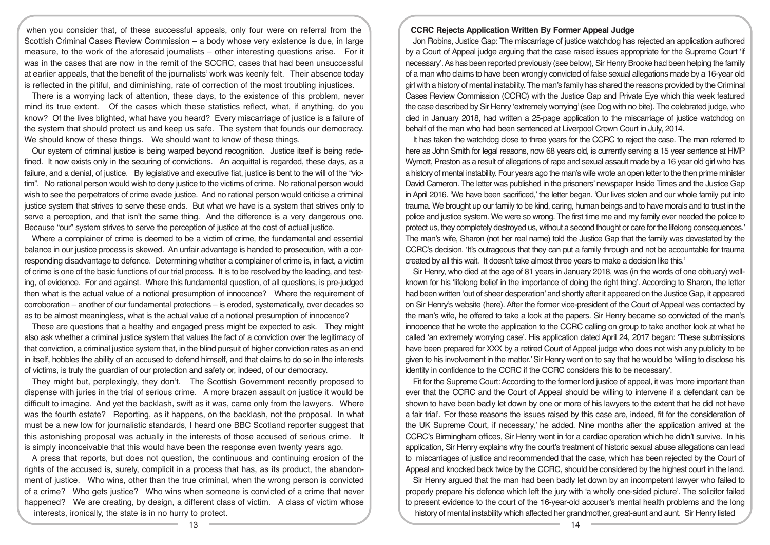when you consider that, of these successful appeals, only four were on referral from the Scottish Criminal Cases Review Commission – a body whose very existence is due, in large measure, to the work of the aforesaid journalists – other interesting questions arise. For it was in the cases that are now in the remit of the SCCRC, cases that had been unsuccessful at earlier appeals, that the benefit of the journalists' work was keenly felt. Their absence today is reflected in the pitiful, and diminishing, rate of correction of the most troubling injustices.

There is a worrying lack of attention, these days, to the existence of this problem, never mind its true extent. Of the cases which these statistics reflect, what, if anything, do you know? Of the lives blighted, what have you heard? Every miscarriage of justice is a failure of the system that should protect us and keep us safe. The system that founds our democracy. We should know of these things. We should want to know of these things.

Our system of criminal justice is being warped beyond recognition. Justice itself is being redefined. It now exists only in the securing of convictions. An acquittal is regarded, these days, as a failure, and a denial, of justice. By legislative and executive fiat, justice is bent to the will of the "victim". No rational person would wish to deny justice to the victims of crime. No rational person would wish to see the perpetrators of crime evade justice. And no rational person would criticise a criminal justice system that strives to serve these ends. But what we have is a system that strives only to serve a perception, and that isn't the same thing. And the difference is a very dangerous one. Because "our" system strives to serve the perception of justice at the cost of actual justice.

Where a complainer of crime is deemed to be a victim of crime, the fundamental and essential balance in our justice process is skewed. An unfair advantage is handed to prosecution, with a corresponding disadvantage to defence. Determining whether a complainer of crime is, in fact, a victim of crime is one of the basic functions of our trial process. It is to be resolved by the leading, and testing, of evidence. For and against. Where this fundamental question, of all questions, is pre-judged then what is the actual value of a notional presumption of innocence? Where the requirement of corroboration – another of our fundamental protections – is eroded, systematically, over decades so as to be almost meaningless, what is the actual value of a notional presumption of innocence?

These are questions that a healthy and engaged press might be expected to ask. They might also ask whether a criminal justice system that values the fact of a conviction over the legitimacy of that conviction, a criminal justice system that, in the blind pursuit of higher conviction rates as an end in itself, hobbles the ability of an accused to defend himself, and that claims to do so in the interests of victims, is truly the guardian of our protection and safety or, indeed, of our democracy.

They might but, perplexingly, they don't. The Scottish Government recently proposed to dispense with juries in the trial of serious crime. A more brazen assault on justice it would be difficult to imagine. And yet the backlash, swift as it was, came only from the lawyers. Where was the fourth estate? Reporting, as it happens, on the backlash, not the proposal. In what must be a new low for journalistic standards, I heard one BBC Scotland reporter suggest that this astonishing proposal was actually in the interests of those accused of serious crime. It is simply inconceivable that this would have been the response even twenty years ago.

A press that reports, but does not question, the continuous and continuing erosion of the rights of the accused is, surely, complicit in a process that has, as its product, the abandonment of justice. Who wins, other than the true criminal, when the wrong person is convicted of a crime? Who gets justice? Who wins when someone is convicted of a crime that never happened? We are creating, by design, a different class of victim. A class of victim whose interests, ironically, the state is in no hurry to protect.

## CCRC Rejects Application Written By Former Appeal Judge

Jon Robins, Justice Gap: The miscarriage of justice watchdog has rejected an application authored by a Court of Appeal judge arguing that the case raised issues appropriate for the Supreme Court 'if necessary'. As has been reported previously (see below), Sir Henry Brooke had been helping the family of a man who claims to have been wrongly convicted of false sexual allegations made by a 16-year old girl with a history of mental instability. The man's family has shared the reasons provided by the Criminal Cases Review Commission (CCRC) with the Justice Gap and Private Eye which this week featured the case described by Sir Henry 'extremely worrying' (see Dog with no bite). The celebrated judge, who died in January 2018, had written a 25-page application to the miscarriage of justice watchdog on behalf of the man who had been sentenced at Liverpool Crown Court in July, 2014.

It has taken the watchdog close to three years for the CCRC to reject the case. The man referred to here as John Smith for legal reasons, now 68 years old, is currently serving a 15 year sentence at HMP Wymott, Preston as a result of allegations of rape and sexual assault made by a 16 year old girl who has a history of mental instability. Four years ago the man's wife wrote an open letter to the then prime minister David Cameron. The letter was published in the prisoners' newspaper Inside Times and the Justice Gap in April 2016. 'We have been sacrificed,' the letter began. 'Our lives stolen and our whole family put into trauma. We brought up our family to be kind, caring, human beings and to have morals and to trust in the police and justice system. We were so wrong. The first time me and my family ever needed the police to protect us, they completely destroyed us, without a second thought or care for the lifelong consequences.' The man's wife, Sharon (not her real name) told the Justice Gap that the family was devastated by the CCRC's decision. 'It's outrageous that they can put a family through and not be accountable for trauma created by all this wait. It doesn't take almost three years to make a decision like this.'

Sir Henry, who died at the age of 81 years in January 2018, was (in the words of one obituary) well-known for his 'lifelong belief in the importance of doing the right thing'. According to Sharon, the letter had been written 'out of sheer desperation' and shortly after it appeared on the Justice Gap, it appeared on Sir Henry's website (here). After the former vice-president of the Court of Appeal was contacted by the man's wife, he offered to take a look at the papers. Sir Henry became so convicted of the man's innocence that he wrote the application to the CCRC calling on group to take another look at what he called 'an extremely worrying case'. His application dated April 24, 2017 began: 'These submissions have been prepared for XXX by a retired Court of Appeal judge who does not wish any publicity to be given to his involvement in the matter.' Sir Henry went on to say that he would be 'willing to disclose his identity in confidence to the CCRC if the CCRC considers this to be necessary'.

Fit for the Supreme Court: According to the former lord justice of appeal, it was 'more important than ever that the CCRC and the Court of Appeal should be willing to intervene if a defendant can be shown to have been badly let down by one or more of his lawyers to the extent that he did not have a fair trial'. 'For these reasons the issues raised by this case are, indeed, fit for the consideration of the UK Supreme Court, if necessary,' he added. Nine months after the application arrived at the CCRC's Birmingham offices, Sir Henry went in for a cardiac operation which he didn't survive. In his application, Sir Henry explains why the court's treatment of historic sexual abuse allegations can lead to miscarriages of justice and recommended that the case, which has been rejected by the Court of Appeal and knocked back twice by the CCRC, should be considered by the highest court in the land.

Sir Henry argued that the man had been badly let down by an incompetent lawyer who failed to properly prepare his defence which left the jury with 'a wholly one-sided picture'. The solicitor failed to present evidence to the court of the 16-year-old accuser's mental health problems and the long history of mental instability which affected her grandmother, great-aunt and aunt. Sir Henry listed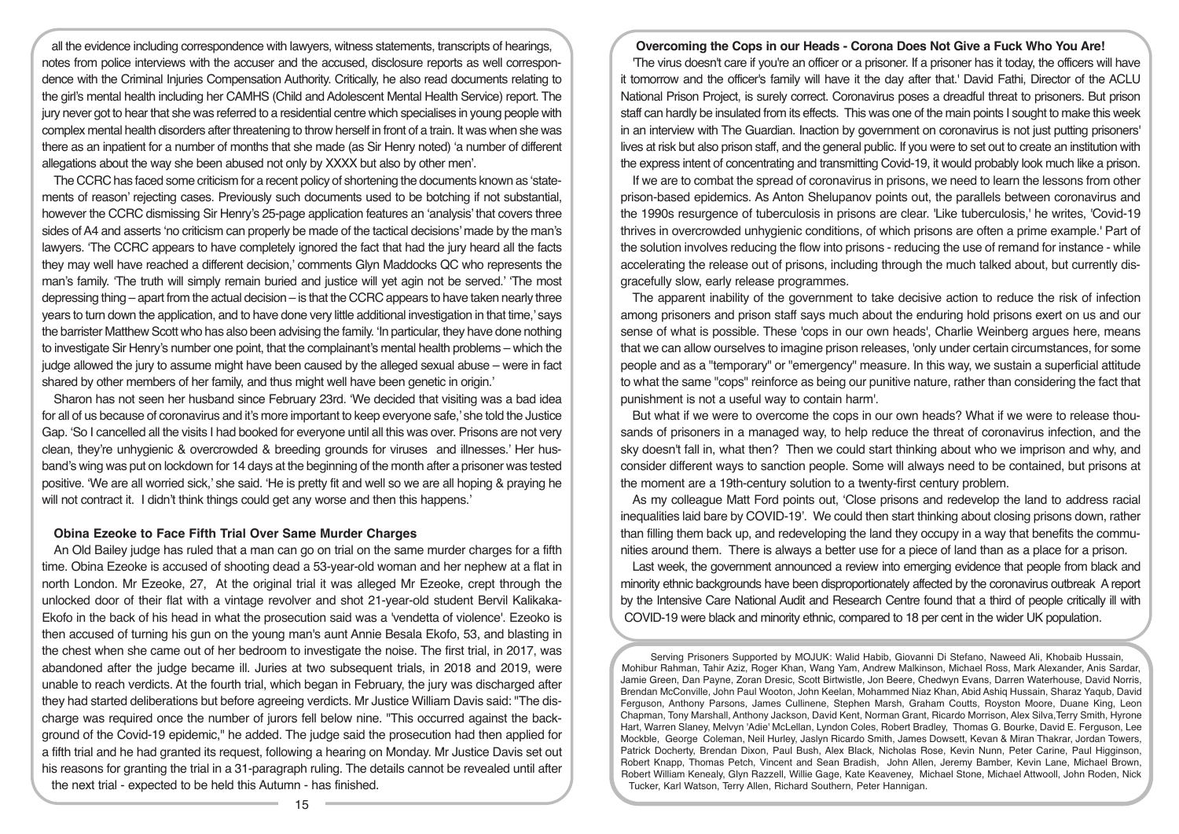all the evidence including correspondence with lawyers, witness statements, transcripts of hearings, notes from police interviews with the accuser and the accused, disclosure reports as well correspondence with the Criminal Injuries Compensation Authority. Critically, he also read documents relating to the girl's mental health including her CAMHS (Child and Adolescent Mental Health Service) report. The jury never got to hear that she was referred to a residential centre which specialises in young people with complex mental health disorders after threatening to throw herself in front of a train. It was when she was there as an inpatient for a number of months that she made (as Sir Henry noted) 'a number of different allegations about the way she been abused not only by XXXX but also by other men'.

The CCRC has faced some criticism for a recent policy of shortening the documents known as 'statements of reason' rejecting cases. Previously such documents used to be botching if not substantial, however the CCRC dismissing Sir Henry's 25-page application features an 'analysis' that covers three sides of A4 and asserts 'no criticism can properly be made of the tactical decisions' made by the man's lawyers. 'The CCRC appears to have completely ignored the fact that had the jury heard all the facts they may well have reached a different decision,' comments Glyn Maddocks QC who represents the man's family. 'The truth will simply remain buried and justice will yet agin not be served.' 'The most depressing thing – apart from the actual decision – is that the CCRC appears to have taken nearly three years to turn down the application, and to have done very little additional investigation in that time,' says the barrister Matthew Scott who has also been advising the family. 'In particular, they have done nothing to investigate Sir Henry's number one point, that the complainant's mental health problems – which the judge allowed the jury to assume might have been caused by the alleged sexual abuse – were in fact shared by other members of her family, and thus might well have been genetic in origin.'

Sharon has not seen her husband since February 23rd. 'We decided that visiting was a bad idea for all of us because of coronavirus and it's more important to keep everyone safe,' she told the Justice Gap. 'So I cancelled all the visits I had booked for everyone until all this was over. Prisons are not very clean, they're unhygienic & overcrowded & breeding grounds for viruses and illnesses.' Her husband's wing was put on lockdown for 14 days at the beginning of the month after a prisoner was tested positive. 'We are all worried sick,' she said. 'He is pretty fit and well so we are all hoping & praying he will not contract it. I didn't think things could get any worse and then this happens.'

### Obina Ezeoke to Face Fifth Trial Over Same Murder Charges

An Old Bailey judge has ruled that a man can go on trial on the same murder charges for a fifth time. Obina Ezeoke is accused of shooting dead a 53-year-old woman and her nephew at a flat in north London. Mr Ezeoke, 27, At the original trial it was alleged Mr Ezeoke, crept through the unlocked door of their flat with a vintage revolver and shot 21-year-old student Bervil Kalikaka-Ekofo in the back of his head in what the prosecution said was a 'vendetta of violence'. Ezeoko is then accused of turning his gun on the young man's aunt Annie Besala Ekofo, 53, and blasting in the chest when she came out of her bedroom to investigate the noise. The first trial, in 2017, was abandoned after the judge became ill. Juries at two subsequent trials, in 2018 and 2019, were unable to reach verdicts. At the fourth trial, which began in February, the jury was discharged after they had started deliberations but before agreeing verdicts. Mr Justice William Davis said: "The discharge was required once the number of jurors fell below nine. "This occurred against the background of the Covid-19 epidemic," he added. The judge said the prosecution had then applied for a fifth trial and he had granted its request, following a hearing on Monday. Mr Justice Davis set out his reasons for granting the trial in a 31-paragraph ruling. The details cannot be revealed until after the next trial - expected to be held this Autumn - has finished.

### Overcoming the Cops in our Heads - Corona Does Not Give a Fuck Who You Are!

'The virus doesn't care if you're an officer or a prisoner. If a prisoner has it today, the officers will have it tomorrow and the officer's family will have it the day after that.' David Fathi, Director of the ACLU National Prison Project, is surely correct. Coronavirus poses a dreadful threat to prisoners. But prison staff can hardly be insulated from its effects. This was one of the main points I sought to make this week in an interview with The Guardian. Inaction by government on coronavirus is not just putting prisoners' lives at risk but also prison staff, and the general public. If you were to set out to create an institution with the express intent of concentrating and transmitting Covid-19, it would probably look much like a prison.

If we are to combat the spread of coronavirus in prisons, we need to learn the lessons from other prison-based epidemics. As Anton Shelupanov points out, the parallels between coronavirus and the 1990s resurgence of tuberculosis in prisons are clear. 'Like tuberculosis,' he writes, 'Covid-19 thrives in overcrowded unhygienic conditions, of which prisons are often a prime example.' Part of the solution involves reducing the flow into prisons - reducing the use of remand for instance - while accelerating the release out of prisons, including through the much talked about, but currently disgracefully slow, early release programmes.

The apparent inability of the government to take decisive action to reduce the risk of infection among prisoners and prison staff says much about the enduring hold prisons exert on us and our sense of what is possible. These 'cops in our own heads', Charlie Weinberg argues here, means that we can allow ourselves to imagine prison releases, 'only under certain circumstances, for some people and as a "temporary" or "emergency" measure. In this way, we sustain a superficial attitude to what the same "cops" reinforce as being our punitive nature, rather than considering the fact that punishment is not a useful way to contain harm'.

But what if we were to overcome the cops in our own heads? What if we were to release thousands of prisoners in a managed way, to help reduce the threat of coronavirus infection, and the sky doesn't fall in, what then? Then we could start thinking about who we imprison and why, and consider different ways to sanction people. Some will always need to be contained, but prisons at the moment are a 19th-century solution to a twenty-first century problem.

As my colleague Matt Ford points out, 'Close prisons and redevelop the land to address racial inequalities laid bare by COVID-19'. We could then start thinking about closing prisons down, rather than filling them back up, and redeveloping the land they occupy in a way that benefits the communities around them. There is always a better use for a piece of land than as a place for a prison.

Last week, the government announced a review into emerging evidence that people from black and minority ethnic backgrounds have been disproportionately affected by the coronavirus outbreak A report by the Intensive Care National Audit and Research Centre found that a third of people critically ill with COVID-19 were black and minority ethnic, compared to 18 per cent in the wider UK population.

Serving Prisoners Supported by MOJUK: Walid Habib, Giovanni Di Stefano, Naweed Ali, Khobaib Hussain, Mohibur Rahman, Tahir Aziz, Roger Khan, Wang Yam, Andrew Malkinson, Michael Ross, Mark Alexander, Anis Sardar, Jamie Green, Dan Payne, Zoran Dresic, Scott Birtwistle, Jon Beere, Chedwyn Evans, Darren Waterhouse, David Norris, Brendan McConville, John Paul Wooton, John Keelan, Mohammed Niaz Khan, Abid Ashiq Hussain, Sharaz Yaqub, David Ferguson, Anthony Parsons, James Cullinene, Stephen Marsh, Graham Coutts, Royston Moore, Duane King, Leon Chapman, Tony Marshall, Anthony Jackson, David Kent, Norman Grant, Ricardo Morrison, Alex Silva,Terry Smith, Hyrone Hart, Warren Slaney, Melvyn 'Adie' McLellan, Lyndon Coles, Robert Bradley, Thomas G. Bourke, David E. Ferguson, Lee Mockble, George Coleman, Neil Hurley, Jaslyn Ricardo Smith, James Dowsett, Kevan & Miran Thakrar, Jordan Towers, Patrick Docherty, Brendan Dixon, Paul Bush, Alex Black, Nicholas Rose, Kevin Nunn, Peter Carine, Paul Higginson, Robert Knapp, Thomas Petch, Vincent and Sean Bradish, John Allen, Jeremy Bamber, Kevin Lane, Michael Brown, Robert William Kenealy, Glyn Razzell, Willie Gage, Kate Keaveney, Michael Stone, Michael Attwooll, John Roden, Nick Tucker, Karl Watson, Terry Allen, Richard Southern, Peter Hannigan.